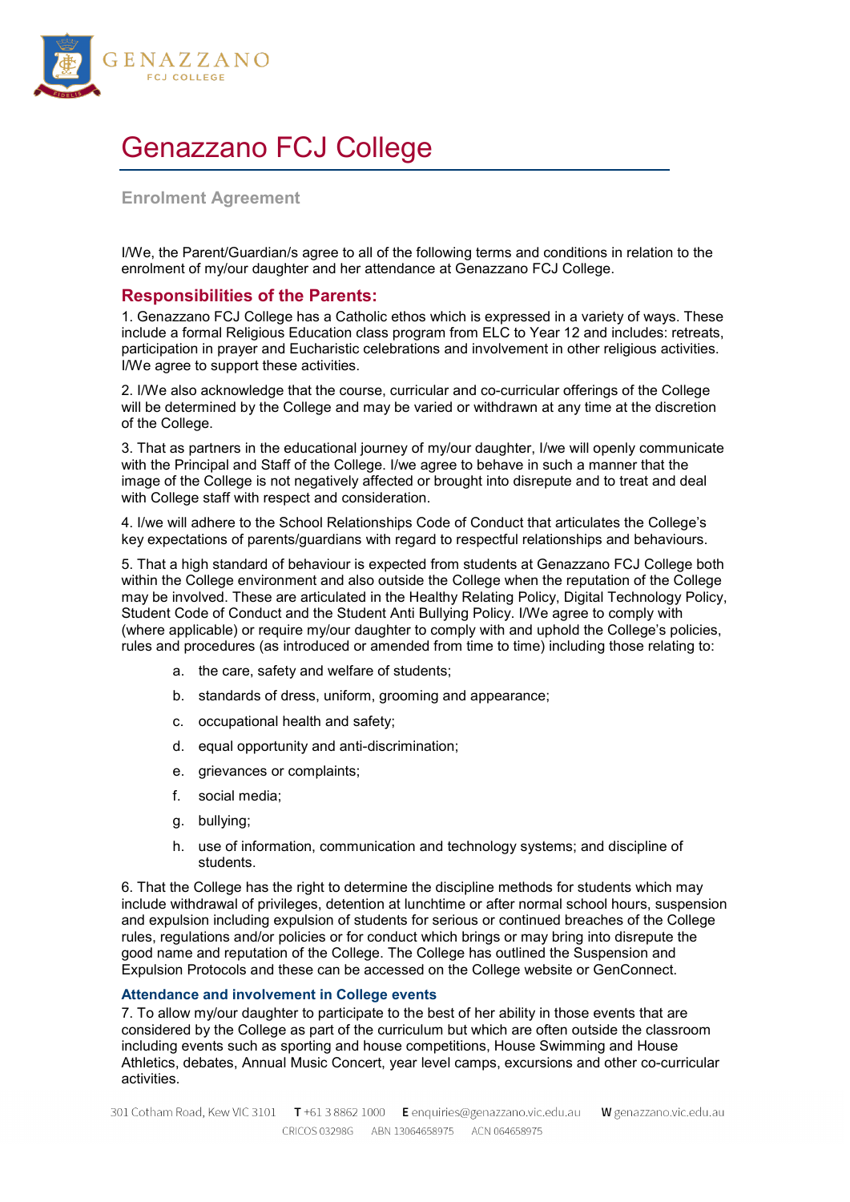# Genazzano FCJ College

## Enrolment Agreement

I/We, the Parent/Guardian/s agree to all of the following terms and conditions in relation to the enrolment of my/our daughter and her attendance at Genazzano FCJ College.

## Responsibilities of the Parents:

1. Genazzano FCJ College has a Catholic ethos which is expressed in a variety of ways. These include a formal Religious Education class program from ELC to Year 12 and includes: retreats, participation in prayer and Eucharistic celebrations and involvement in other religious activities. I/We agree to support these activities.

2. I/We also acknowledge that the course, curricular and co-curricular offerings of the College will be determined by the College and may be varied or withdrawn at any time at the discretion of the College.

3. That as partners in the educational journey of my/our daughter, I/we will openly communicate with the Principal and Staff of the College. I/we agree to behave in such a manner that the image of the College is not negatively affected or brought into disrepute and to treat and deal with College staff with respect and consideration.

4. I/we will adhere to the School Relationships Code of Conduct that articulates the College's key expectations of parents/guardians with regard to respectful relationships and behaviours.

5. That a high standard of behaviour is expected from students at Genazzano FCJ College both within the College environment and also outside the College when the reputation of the College may be involved. These are articulated in the Healthy Relating Policy, Digital Technology Policy, Student Code of Conduct and the Student Anti Bullying Policy. I/We agree to comply with (where applicable) or require my/our daughter to comply with and uphold the College's policies, rules and procedures (as introduced or amended from time to time) including those relating to:

   a. the care, safety and welfare of students;
   b. standards of dress, uniform, grooming and appearance;
   c. occupational health and safety;
   d. equal opportunity and anti-discrimination;
   e. grievances or complaints;
   f. social media;
   g. bullying;
   h. use of information, communication and technology systems; and discipline of students.

6. That the College has the right to determine the discipline methods for students which may include withdrawal of privileges, detention at lunchtime or after normal school hours, suspension and expulsion including expulsion of students for serious or continued breaches of the College rules, regulations and/or policies or for conduct which brings or may bring into disrepute the good name and reputation of the College. The College has outlined the Suspension and Expulsion Protocols and these can be accessed on the College website or GenConnect.

### Attendance and involvement in College events

7. To allow my/our daughter to participate to the best of her ability in those events that are considered by the College as part of the curriculum but which are often outside the classroom including events such as sporting and house competitions, House Swimming and House Athletics, debates, Annual Music Concert, year level camps, excursions and other co-curricular activities.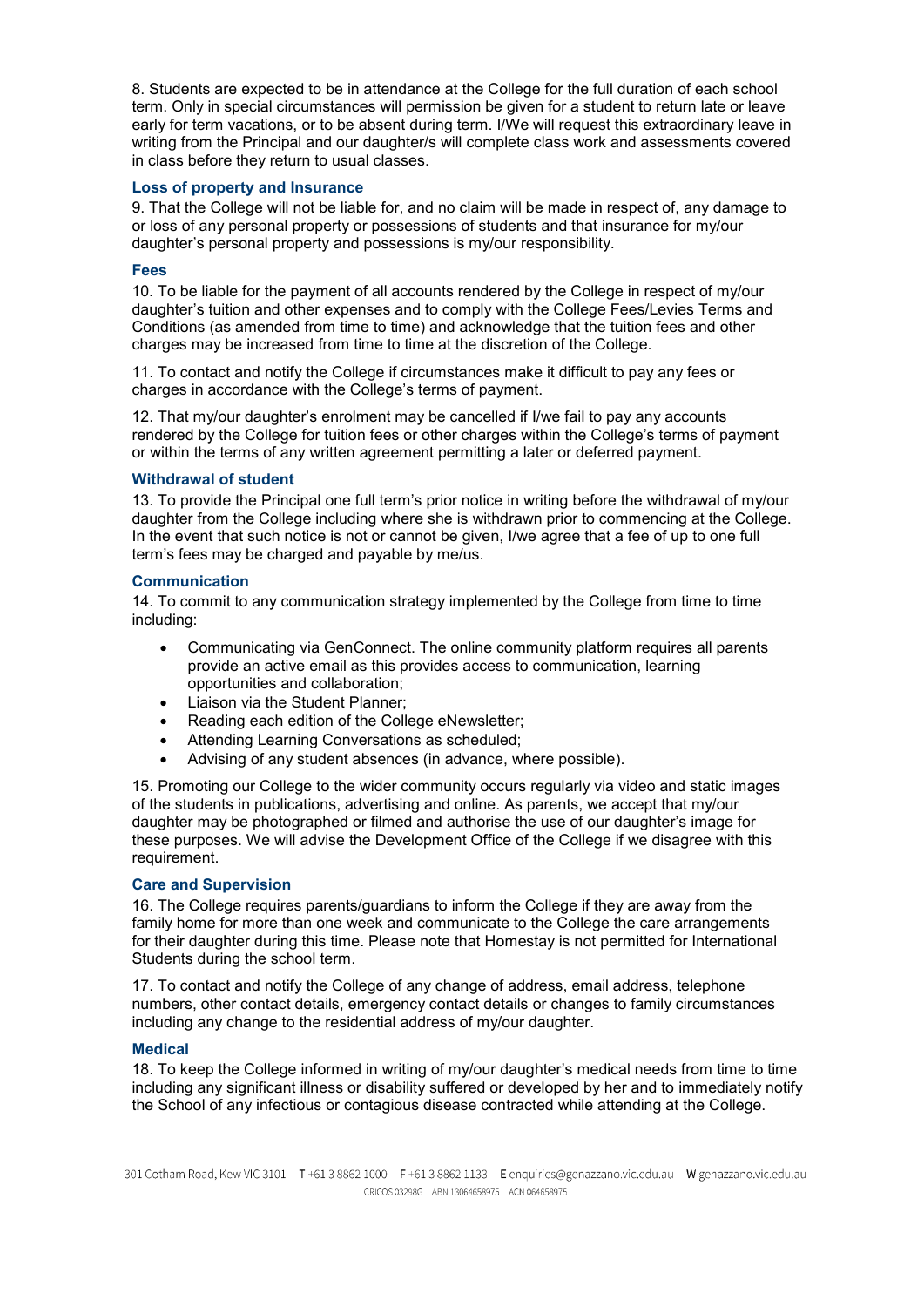8. Students are expected to be in attendance at the College for the full duration of each school term. Only in special circumstances will permission be given for a student to return late or leave early for term vacations, or to be absent during term. I/We will request this extraordinary leave in writing from the Principal and our daughter/s will complete class work and assessments covered in class before they return to usual classes.

### Loss of property and Insurance

9. That the College will not be liable for, and no claim will be made in respect of, any damage to or loss of any personal property or possessions of students and that insurance for my/our daughter's personal property and possessions is my/our responsibility.

### Fees

10. To be liable for the payment of all accounts rendered by the College in respect of my/our daughter's tuition and other expenses and to comply with the College Fees/Levies Terms and Conditions (as amended from time to time) and acknowledge that the tuition fees and other charges may be increased from time to time at the discretion of the College.

11. To contact and notify the College if circumstances make it difficult to pay any fees or charges in accordance with the College's terms of payment.

12. That my/our daughter's enrolment may be cancelled if I/we fail to pay any accounts rendered by the College for tuition fees or other charges within the College's terms of payment or within the terms of any written agreement permitting a later or deferred payment.

### Withdrawal of student

13. To provide the Principal one full term's prior notice in writing before the withdrawal of my/our daughter from the College including where she is withdrawn prior to commencing at the College. In the event that such notice is not or cannot be given, I/we agree that a fee of up to one full term's fees may be charged and payable by me/us.

### Communication

14. To commit to any communication strategy implemented by the College from time to time including:

- Communicating via GenConnect. The online community platform requires all parents provide an active email as this provides access to communication, learning opportunities and collaboration;
- Liaison via the Student Planner;
- Reading each edition of the College eNewsletter;
- Attending Learning Conversations as scheduled;
- Advising of any student absences (in advance, where possible).

15. Promoting our College to the wider community occurs regularly via video and static images of the students in publications, advertising and online. As parents, we accept that my/our daughter may be photographed or filmed and authorise the use of our daughter's image for these purposes. We will advise the Development Office of the College if we disagree with this requirement.

### Care and Supervision

16. The College requires parents/guardians to inform the College if they are away from the family home for more than one week and communicate to the College the care arrangements for their daughter during this time. Please note that Homestay is not permitted for International Students during the school term.

17. To contact and notify the College of any change of address, email address, telephone numbers, other contact details, emergency contact details or changes to family circumstances including any change to the residential address of my/our daughter.

### Medical

18. To keep the College informed in writing of my/our daughter's medical needs from time to time including any significant illness or disability suffered or developed by her and to immediately notify the School of any infectious or contagious disease contracted while attending at the College.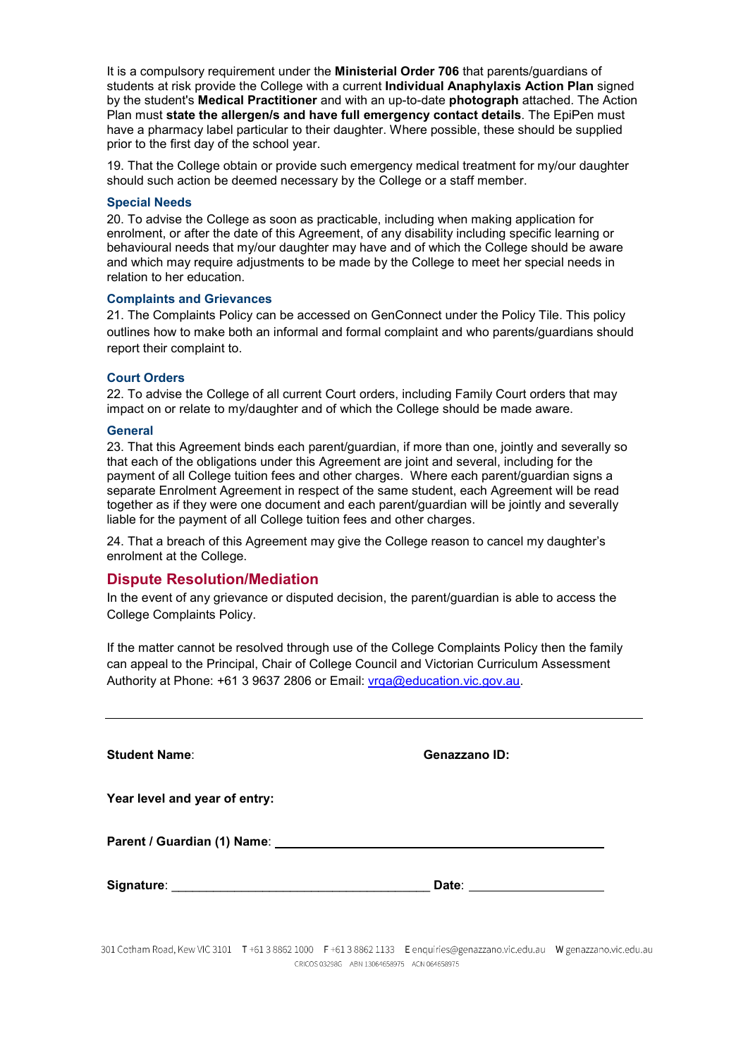It is a compulsory requirement under the **Ministerial Order 706** that parents/guardians of students at risk provide the College with a current **Individual Anaphylaxis Action Plan** signed by the student's **Medical Practitioner** and with an up-to-date **photograph** attached. The Action Plan must **state the allergen/s and have full emergency contact details**. The EpiPen must have a pharmacy label particular to their daughter. Where possible, these should be supplied prior to the first day of the school year.

19. That the College obtain or provide such emergency medical treatment for my/our daughter should such action be deemed necessary by the College or a staff member.

### Special Needs

20. To advise the College as soon as practicable, including when making application for enrolment, or after the date of this Agreement, of any disability including specific learning or behavioural needs that my/our daughter may have and of which the College should be aware and which may require adjustments to be made by the College to meet her special needs in relation to her education.

### Complaints and Grievances

21. The Complaints Policy can be accessed on GenConnect under the Policy Tile. This policy outlines how to make both an informal and formal complaint and who parents/guardians should report their complaint to.

### Court Orders

22. To advise the College of all current Court orders, including Family Court orders that may impact on or relate to my/daughter and of which the College should be made aware.

### General

23. That this Agreement binds each parent/guardian, if more than one, jointly and severally so that each of the obligations under this Agreement are joint and several, including for the payment of all College tuition fees and other charges.  Where each parent/guardian signs a separate Enrolment Agreement in respect of the same student, each Agreement will be read together as if they were one document and each parent/guardian will be jointly and severally liable for the payment of all College tuition fees and other charges.

24. That a breach of this Agreement may give the College reason to cancel my daughter's enrolment at the College.

## Dispute Resolution/Mediation

In the event of any grievance or disputed decision, the parent/guardian is able to access the College Complaints Policy.

If the matter cannot be resolved through use of the College Complaints Policy then the family can appeal to the Principal, Chair of College Council and Victorian Curriculum Assessment Authority at Phone: +61 3 9637 2806 or Email: vrqa@education.vic.gov.au.

---

**Student Name**: **Genazzano ID:**

**Year level and year of entry:**

**Parent / Guardian (1) Name**: ________________________________________________

**Signature**: ______________________________________ **Date**: ____________________

301 Cotham Road, Kew VIC 3101 T +61 3 8862 1000 F +61 3 8862 1133 E enquiries@genazzano.vic.edu.au W genazzano.vic.edu.au
CRICOS 03298G ABN 13064658975 ACN 064658975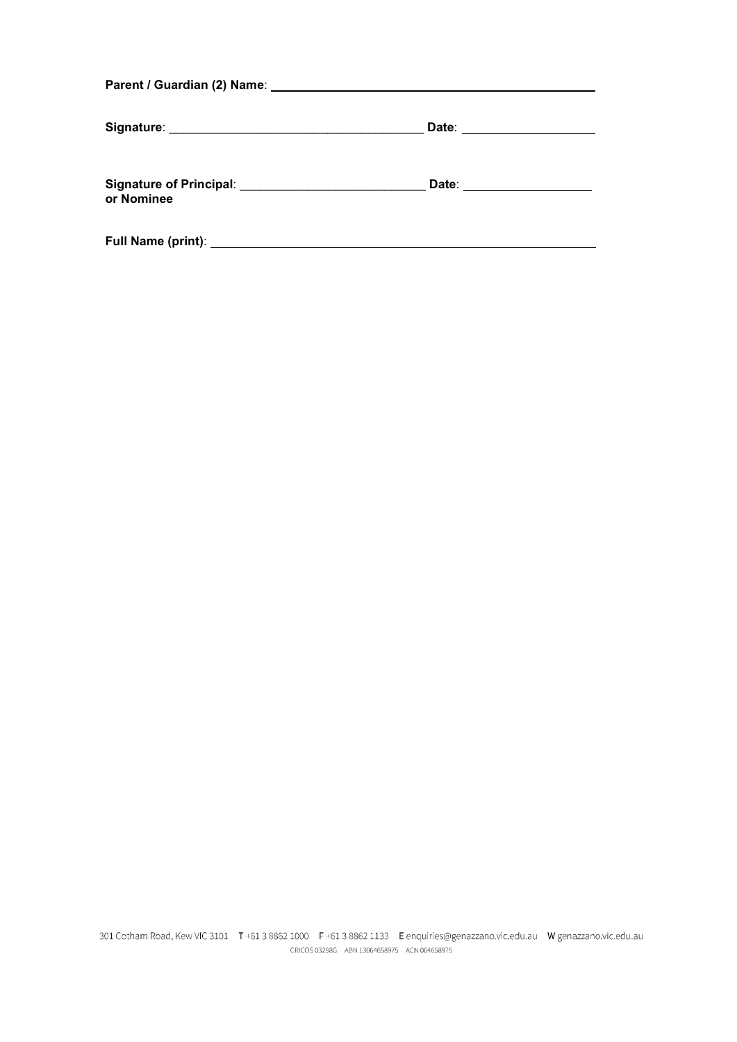**Parent / Guardian (2) Name**: ______________________________________________

**Signature**: ____________________________________ **Date**: ___________________

**Signature of Principal**: ___________________________ **Date**: __________________
**or Nominee**

**Full Name (print)**: _______________________________________________________